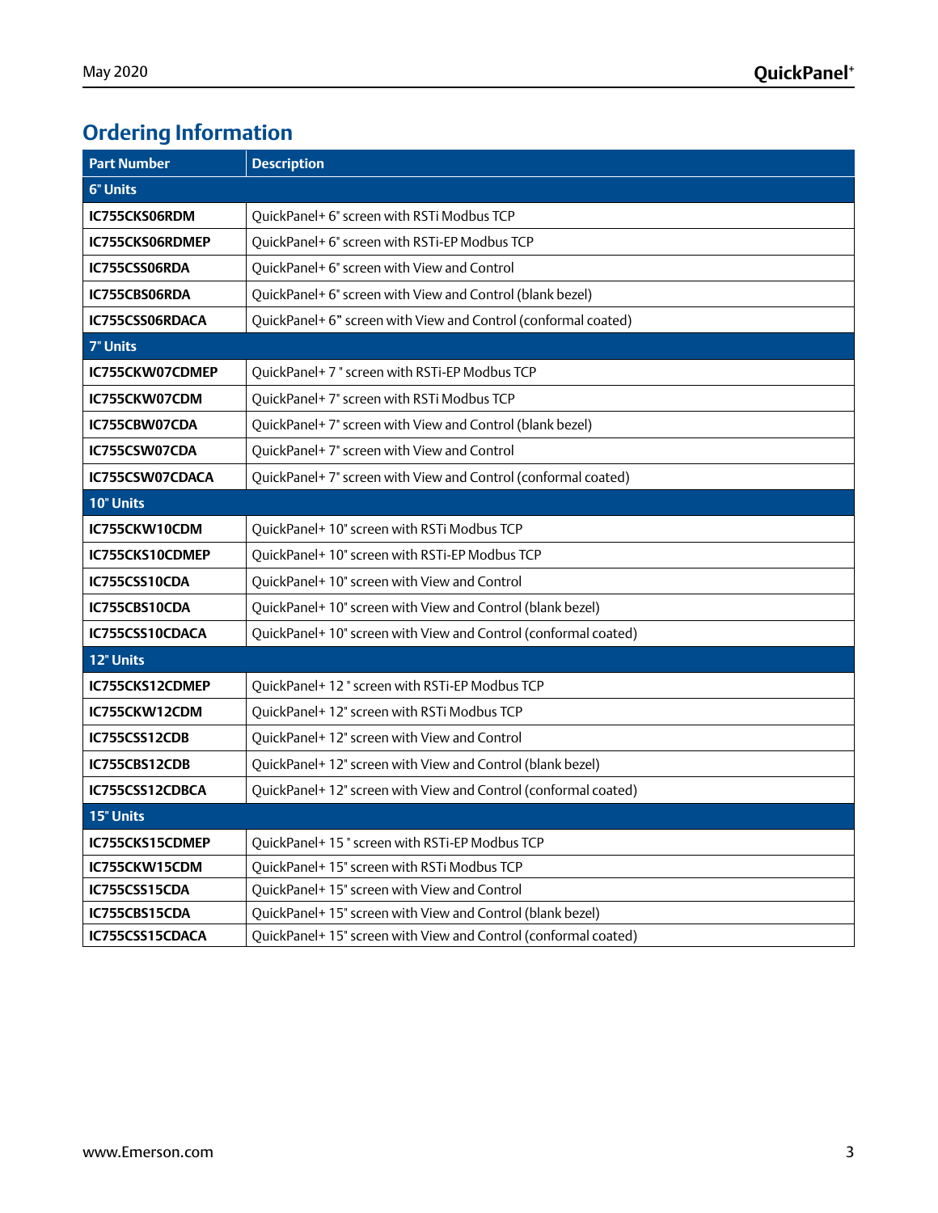## Ordering Information

| Part Number | Description |
|---|---|
| **6" Units** | |
| **IC755CKS06RDM** | QuickPanel+ 6" screen with RSTi Modbus TCP |
| **IC755CKS06RDMEP** | QuickPanel+ 6" screen with RSTi-EP Modbus TCP |
| **IC755CSS06RDA** | QuickPanel+ 6" screen with View and Control |
| **IC755CBS06RDA** | QuickPanel+ 6" screen with View and Control (blank bezel) |
| **IC755CSS06RDACA** | QuickPanel+ 6" screen with View and Control (conformal coated) |
| **7" Units** | |
| **IC755CKW07CDMEP** | QuickPanel+ 7 " screen with RSTi-EP Modbus TCP |
| **IC755CKW07CDM** | QuickPanel+ 7" screen with RSTi Modbus TCP |
| **IC755CBW07CDA** | QuickPanel+ 7" screen with View and Control (blank bezel) |
| **IC755CSW07CDA** | QuickPanel+ 7" screen with View and Control |
| **IC755CSW07CDACA** | QuickPanel+ 7" screen with View and Control (conformal coated) |
| **10" Units** | |
| **IC755CKW10CDM** | QuickPanel+ 10" screen with RSTi Modbus TCP |
| **IC755CKS10CDMEP** | QuickPanel+ 10" screen with RSTi-EP Modbus TCP |
| **IC755CSS10CDA** | QuickPanel+ 10" screen with View and Control |
| **IC755CBS10CDA** | QuickPanel+ 10" screen with View and Control (blank bezel) |
| **IC755CSS10CDACA** | QuickPanel+ 10" screen with View and Control (conformal coated) |
| **12" Units** | |
| **IC755CKS12CDMEP** | QuickPanel+ 12 " screen with RSTi-EP Modbus TCP |
| **IC755CKW12CDM** | QuickPanel+ 12" screen with RSTi Modbus TCP |
| **IC755CSS12CDB** | QuickPanel+ 12" screen with View and Control |
| **IC755CBS12CDB** | QuickPanel+ 12" screen with View and Control (blank bezel) |
| **IC755CSS12CDBCA** | QuickPanel+ 12" screen with View and Control (conformal coated) |
| **15" Units** | |
| **IC755CKS15CDMEP** | QuickPanel+ 15 " screen with RSTi-EP Modbus TCP |
| **IC755CKW15CDM** | QuickPanel+ 15" screen with RSTi Modbus TCP |
| **IC755CSS15CDA** | QuickPanel+ 15" screen with View and Control |
| **IC755CBS15CDA** | QuickPanel+ 15" screen with View and Control (blank bezel) |
| **IC755CSS15CDACA** | QuickPanel+ 15" screen with View and Control (conformal coated) |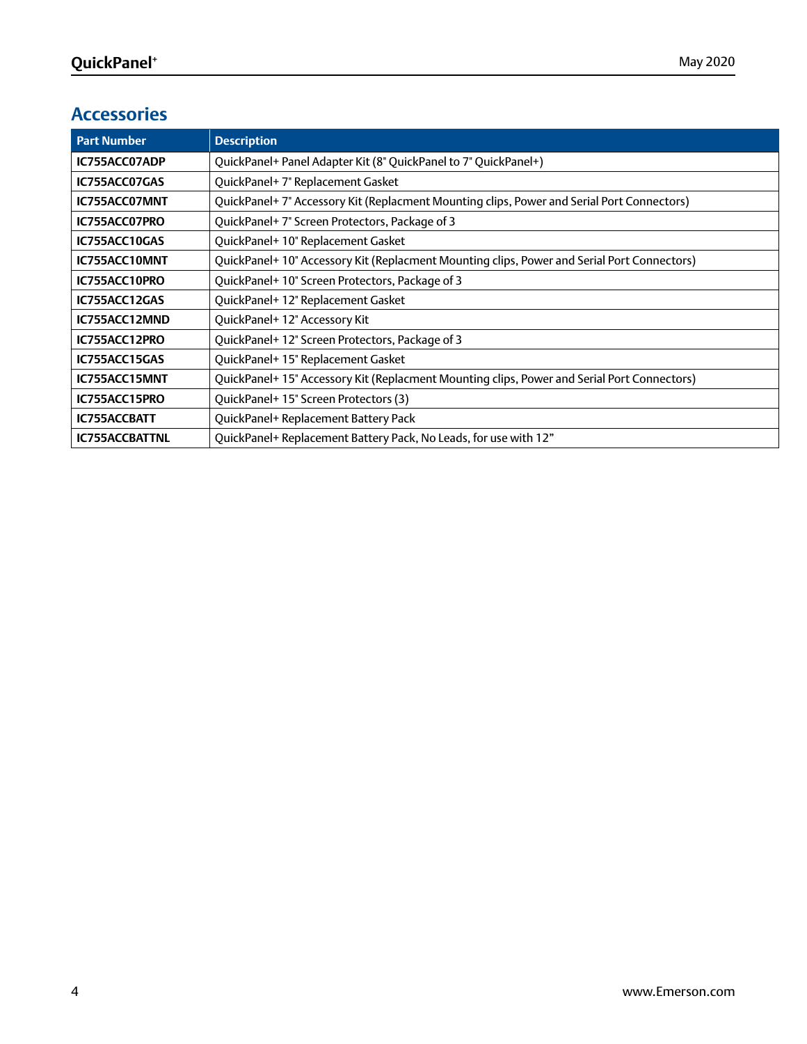## Accessories

| Part Number | Description |
|---|---|
| **IC755ACC07ADP** | QuickPanel+ Panel Adapter Kit (8" QuickPanel to 7" QuickPanel+) |
| **IC755ACC07GAS** | QuickPanel+ 7" Replacement Gasket |
| **IC755ACC07MNT** | QuickPanel+ 7" Accessory Kit (Replacment Mounting clips, Power and Serial Port Connectors) |
| **IC755ACC07PRO** | QuickPanel+ 7" Screen Protectors, Package of 3 |
| **IC755ACC10GAS** | QuickPanel+ 10" Replacement Gasket |
| **IC755ACC10MNT** | QuickPanel+ 10" Accessory Kit (Replacment Mounting clips, Power and Serial Port Connectors) |
| **IC755ACC10PRO** | QuickPanel+ 10" Screen Protectors, Package of 3 |
| **IC755ACC12GAS** | QuickPanel+ 12" Replacement Gasket |
| **IC755ACC12MND** | QuickPanel+ 12" Accessory Kit |
| **IC755ACC12PRO** | QuickPanel+ 12" Screen Protectors, Package of 3 |
| **IC755ACC15GAS** | QuickPanel+ 15" Replacement Gasket |
| **IC755ACC15MNT** | QuickPanel+ 15" Accessory Kit (Replacment Mounting clips, Power and Serial Port Connectors) |
| **IC755ACC15PRO** | QuickPanel+ 15" Screen Protectors (3) |
| **IC755ACCBATT** | QuickPanel+ Replacement Battery Pack |
| **IC755ACCBATTNL** | QuickPanel+ Replacement Battery Pack, No Leads, for use with 12” |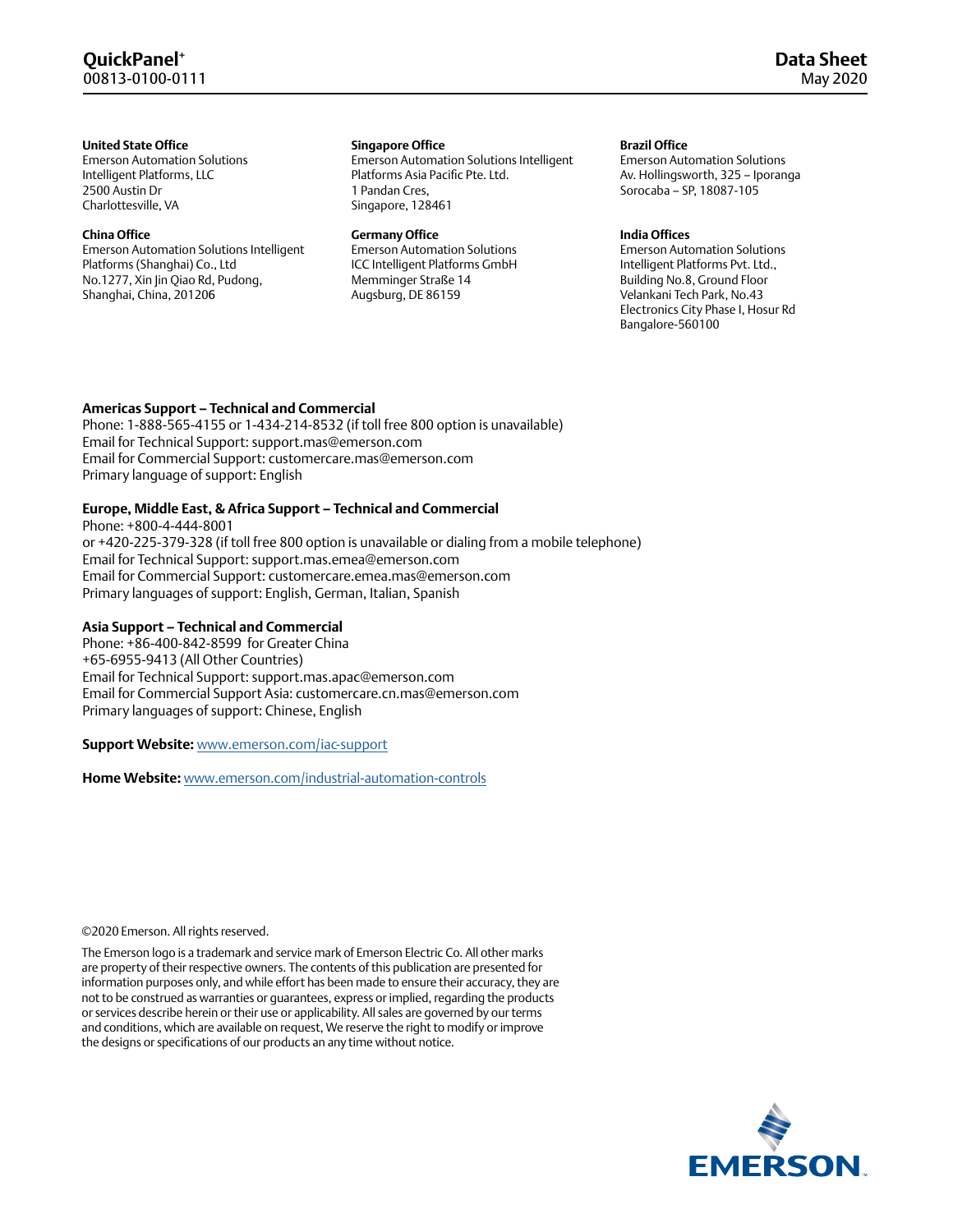**United State Office**
Emerson Automation Solutions
Intelligent Platforms, LLC
2500 Austin Dr
Charlottesville, VA

**China Office**
Emerson Automation Solutions Intelligent
Platforms (Shanghai) Co., Ltd
No.1277, Xin Jin Qiao Rd, Pudong,
Shanghai, China, 201206

**Singapore Office**
Emerson Automation Solutions Intelligent
Platforms Asia Pacific Pte. Ltd.
1 Pandan Cres,
Singapore, 128461

**Germany Office**
Emerson Automation Solutions
ICC Intelligent Platforms GmbH
Memminger Straße 14
Augsburg, DE 86159

**Brazil Office**
Emerson Automation Solutions
Av. Hollingsworth, 325 – Iporanga
Sorocaba – SP, 18087-105

**India Offices**
Emerson Automation Solutions
Intelligent Platforms Pvt. Ltd.,
Building No.8, Ground Floor
Velankani Tech Park, No.43
Electronics City Phase I, Hosur Rd
Bangalore-560100

**Americas Support – Technical and Commercial**
Phone: 1-888-565-4155 or 1-434-214-8532 (if toll free 800 option is unavailable)
Email for Technical Support: support.mas@emerson.com
Email for Commercial Support: customercare.mas@emerson.com
Primary language of support: English

**Europe, Middle East, & Africa Support – Technical and Commercial**
Phone: +800-4-444-8001
or +420-225-379-328 (if toll free 800 option is unavailable or dialing from a mobile telephone)
Email for Technical Support: support.mas.emea@emerson.com
Email for Commercial Support: customercare.emea.mas@emerson.com
Primary languages of support: English, German, Italian, Spanish

**Asia Support – Technical and Commercial**
Phone: +86-400-842-8599 for Greater China
+65-6955-9413 (All Other Countries)
Email for Technical Support: support.mas.apac@emerson.com
Email for Commercial Support Asia: customercare.cn.mas@emerson.com
Primary languages of support: Chinese, English

**Support Website:** www.emerson.com/iac-support

**Home Website:** www.emerson.com/industrial-automation-controls

©2020 Emerson. All rights reserved.

The Emerson logo is a trademark and service mark of Emerson Electric Co. All other marks are property of their respective owners. The contents of this publication are presented for information purposes only, and while effort has been made to ensure their accuracy, they are not to be construed as warranties or guarantees, express or implied, regarding the products or services describe herein or their use or applicability. All sales are governed by our terms and conditions, which are available on request, We reserve the right to modify or improve the designs or specifications of our products an any time without notice.

EMERSON.